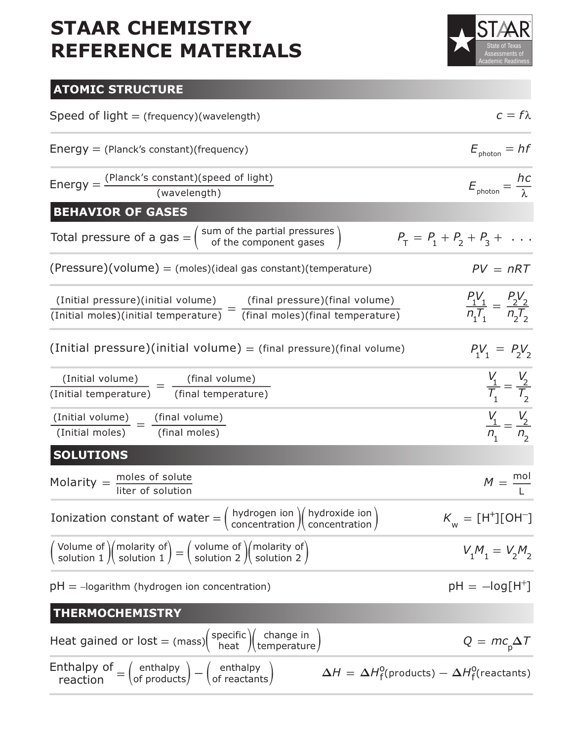# STAAR CHEMISTRY REFERENCE MATERIALS

STAAR State of Texas Assessments of Academic Readiness

## ATOMIC STRUCTURE

| | |
|---|---|
| Speed of light = (frequency)(wavelength) | $c = f\lambda$ |
| Energy = (Planck's constant)(frequency) | $E_{photon} = hf$ |
| Energy = $\frac{\text{(Planck's constant)(speed of light)}}{\text{(wavelength)}}$ | $E_{photon} = \frac{hc}{\lambda}$ |

## BEHAVIOR OF GASES

| | |
|---|---|
| Total pressure of a gas = (sum of the partial pressures of the component gases) | $P_T = P_1 + P_2 + P_3 + \ . \ . \ .$ |
| (Pressure)(volume) = (moles)(ideal gas constant)(temperature) | $PV = nRT$ |
| $\frac{\text{(Initial pressure)(initial volume)}}{\text{(Initial moles)(initial temperature)}} = \frac{\text{(final pressure)(final volume)}}{\text{(final moles)(final temperature)}}$ | $\frac{P_1V_1}{n_1T_1} = \frac{P_2V_2}{n_2T_2}$ |
| (Initial pressure)(initial volume) = (final pressure)(final volume) | $P_1V_1 = P_2V_2$ |
| $\frac{\text{(Initial volume)}}{\text{(Initial temperature)}} = \frac{\text{(final volume)}}{\text{(final temperature)}}$ | $\frac{V_1}{T_1} = \frac{V_2}{T_2}$ |
| $\frac{\text{(Initial volume)}}{\text{(Initial moles)}} = \frac{\text{(final volume)}}{\text{(final moles)}}$ | $\frac{V_1}{n_1} = \frac{V_2}{n_2}$ |

## SOLUTIONS

| | |
|---|---|
| Molarity = $\frac{\text{moles of solute}}{\text{liter of solution}}$ | $M = \frac{\text{mol}}{\text{L}}$ |
| Ionization constant of water = (hydrogen ion concentration)(hydroxide ion concentration) | $K_w = [H^+][OH^-]$ |
| (Volume of solution 1)(molarity of solution 1) = (volume of solution 2)(molarity of solution 2) | $V_1M_1 = V_2M_2$ |
| pH = –logarithm (hydrogen ion concentration) | $\text{pH} = -\log[H^+]$ |

## THERMOCHEMISTRY

| | |
|---|---|
| Heat gained or lost = (mass)(specific heat)(change in temperature) | $Q = mc_p\Delta T$ |
| Enthalpy of reaction = (enthalpy of products) – (enthalpy of reactants) | $\Delta H = \Delta H_f^o(\text{products}) - \Delta H_f^o(\text{reactants})$ |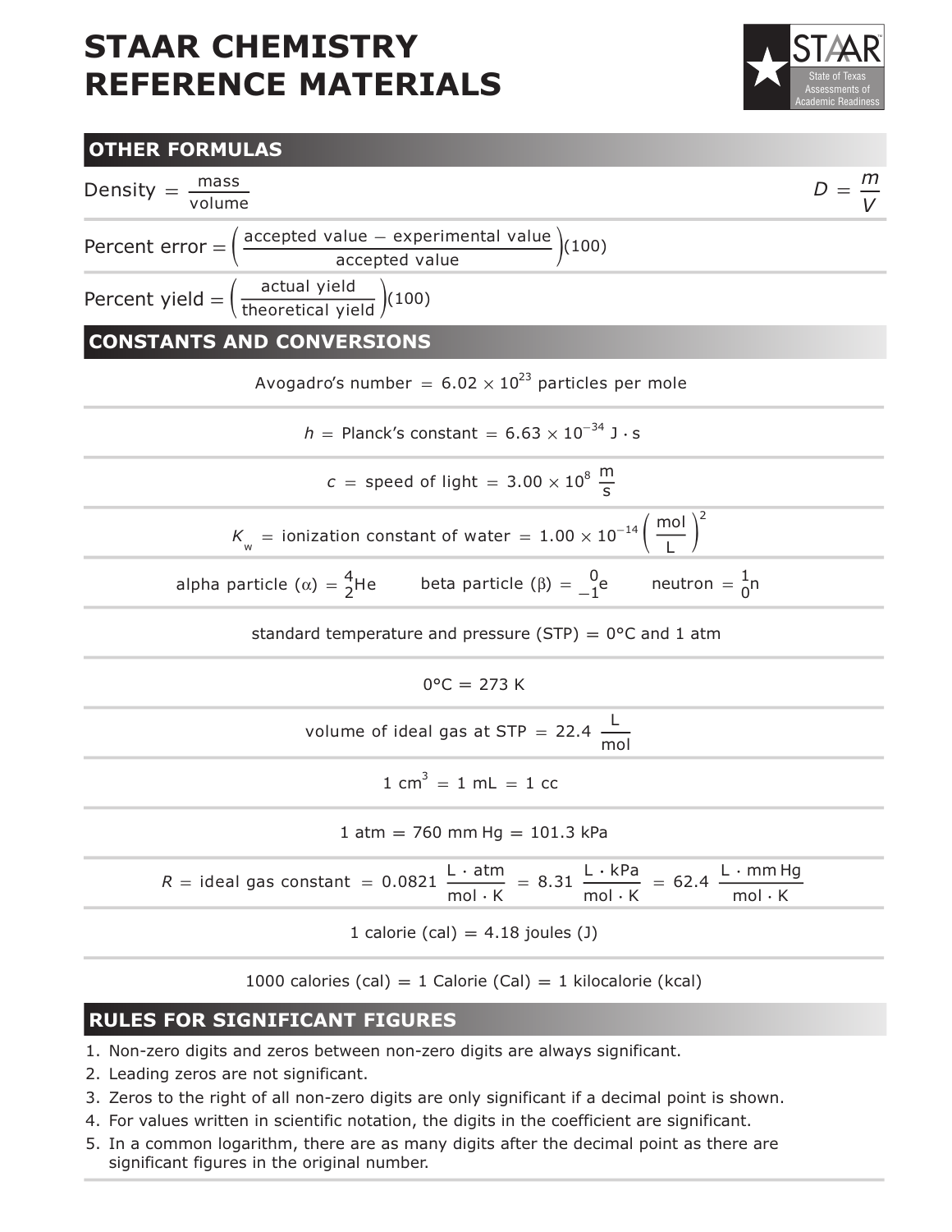# STAAR CHEMISTRY REFERENCE MATERIALS

## OTHER FORMULAS

Density $= \dfrac{\text{mass}}{\text{volume}}$ $\qquad D = \dfrac{m}{V}$

Percent error $= \left(\dfrac{\text{accepted value} - \text{experimental value}}{\text{accepted value}}\right)(100)$

Percent yield $= \left(\dfrac{\text{actual yield}}{\text{theoretical yield}}\right)(100)$

## CONSTANTS AND CONVERSIONS

Avogadro's number $= 6.02 \times 10^{23}$ particles per mole

$h$ = Planck's constant $= 6.63 \times 10^{-34}\ \text{J} \cdot \text{s}$

$c$ = speed of light $= 3.00 \times 10^{8}\ \dfrac{\text{m}}{\text{s}}$

$K_w$ = ionization constant of water $= 1.00 \times 10^{-14} \left(\dfrac{\text{mol}}{\text{L}}\right)^2$

alpha particle ($\alpha$) $= {}^{4}_{2}\text{He}$ $\qquad$ beta particle ($\beta$) $= {}^{0}_{-1}\text{e}$ $\qquad$ neutron $= {}^{1}_{0}\text{n}$

standard temperature and pressure (STP) = 0°C and 1 atm

0°C = 273 K

volume of ideal gas at STP $= 22.4\ \dfrac{\text{L}}{\text{mol}}$

1 $\text{cm}^3$ = 1 mL = 1 cc

1 atm = 760 mm Hg = 101.3 kPa

$R$ = ideal gas constant $= 0.0821\ \dfrac{\text{L} \cdot \text{atm}}{\text{mol} \cdot \text{K}} = 8.31\ \dfrac{\text{L} \cdot \text{kPa}}{\text{mol} \cdot \text{K}} = 62.4\ \dfrac{\text{L} \cdot \text{mm Hg}}{\text{mol} \cdot \text{K}}$

1 calorie (cal) = 4.18 joules (J)

1000 calories (cal) = 1 Calorie (Cal) = 1 kilocalorie (kcal)

## RULES FOR SIGNIFICANT FIGURES

1. Non-zero digits and zeros between non-zero digits are always significant.
2. Leading zeros are not significant.
3. Zeros to the right of all non-zero digits are only significant if a decimal point is shown.
4. For values written in scientific notation, the digits in the coefficient are significant.
5. In a common logarithm, there are as many digits after the decimal point as there are significant figures in the original number.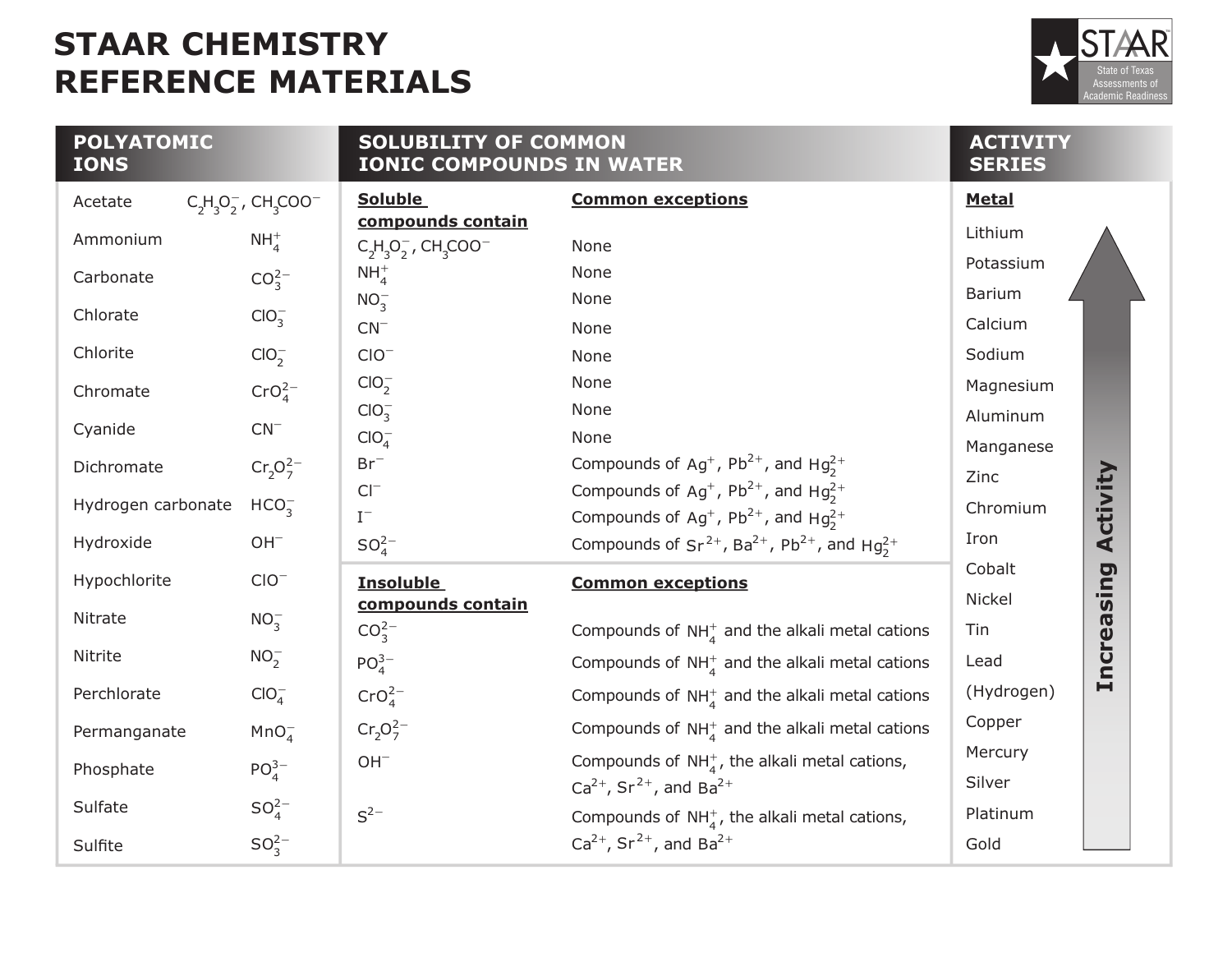# STAAR CHEMISTRY REFERENCE MATERIALS

## POLYATOMIC IONS

| Ion | Formula |
|---|---|
| Acetate | $C_2H_3O_2^-$, $CH_3COO^-$ |
| Ammonium | $NH_4^+$ |
| Carbonate | $CO_3^{2-}$ |
| Chlorate | $ClO_3^-$ |
| Chlorite | $ClO_2^-$ |
| Chromate | $CrO_4^{2-}$ |
| Cyanide | $CN^-$ |
| Dichromate | $Cr_2O_7^{2-}$ |
| Hydrogen carbonate | $HCO_3^-$ |
| Hydroxide | $OH^-$ |
| Hypochlorite | $ClO^-$ |
| Nitrate | $NO_3^-$ |
| Nitrite | $NO_2^-$ |
| Perchlorate | $ClO_4^-$ |
| Permanganate | $MnO_4^-$ |
| Phosphate | $PO_4^{3-}$ |
| Sulfate | $SO_4^{2-}$ |
| Sulfite | $SO_3^{2-}$ |

## SOLUBILITY OF COMMON IONIC COMPOUNDS IN WATER

| Soluble compounds contain | Common exceptions |
|---|---|
| $C_2H_3O_2^-$, $CH_3COO^-$ | None |
| $NH_4^+$ | None |
| $NO_3^-$ | None |
| $CN^-$ | None |
| $ClO^-$ | None |
| $ClO_2^-$ | None |
| $ClO_3^-$ | None |
| $ClO_4^-$ | None |
| $Br^-$ | Compounds of $Ag^+$, $Pb^{2+}$, and $Hg_2^{2+}$ |
| $Cl^-$ | Compounds of $Ag^+$, $Pb^{2+}$, and $Hg_2^{2+}$ |
| $I^-$ | Compounds of $Ag^+$, $Pb^{2+}$, and $Hg_2^{2+}$ |
| $SO_4^{2-}$ | Compounds of $Sr^{2+}$, $Ba^{2+}$, $Pb^{2+}$, and $Hg_2^{2+}$ |

| Insoluble compounds contain | Common exceptions |
|---|---|
| $CO_3^{2-}$ | Compounds of $NH_4^+$ and the alkali metal cations |
| $PO_4^{3-}$ | Compounds of $NH_4^+$ and the alkali metal cations |
| $CrO_4^{2-}$ | Compounds of $NH_4^+$ and the alkali metal cations |
| $Cr_2O_7^{2-}$ | Compounds of $NH_4^+$ and the alkali metal cations |
| $OH^-$ | Compounds of $NH_4^+$, the alkali metal cations, $Ca^{2+}$, $Sr^{2+}$, and $Ba^{2+}$ |
| $S^{2-}$ | Compounds of $NH_4^+$, the alkali metal cations, $Ca^{2+}$, $Sr^{2+}$, and $Ba^{2+}$ |

## ACTIVITY SERIES

**Metal** (Increasing Activity ↑)

- Lithium
- Potassium
- Barium
- Calcium
- Sodium
- Magnesium
- Aluminum
- Manganese
- Zinc
- Chromium
- Iron
- Cobalt
- Nickel
- Tin
- Lead
- (Hydrogen)
- Copper
- Mercury
- Silver
- Platinum
- Gold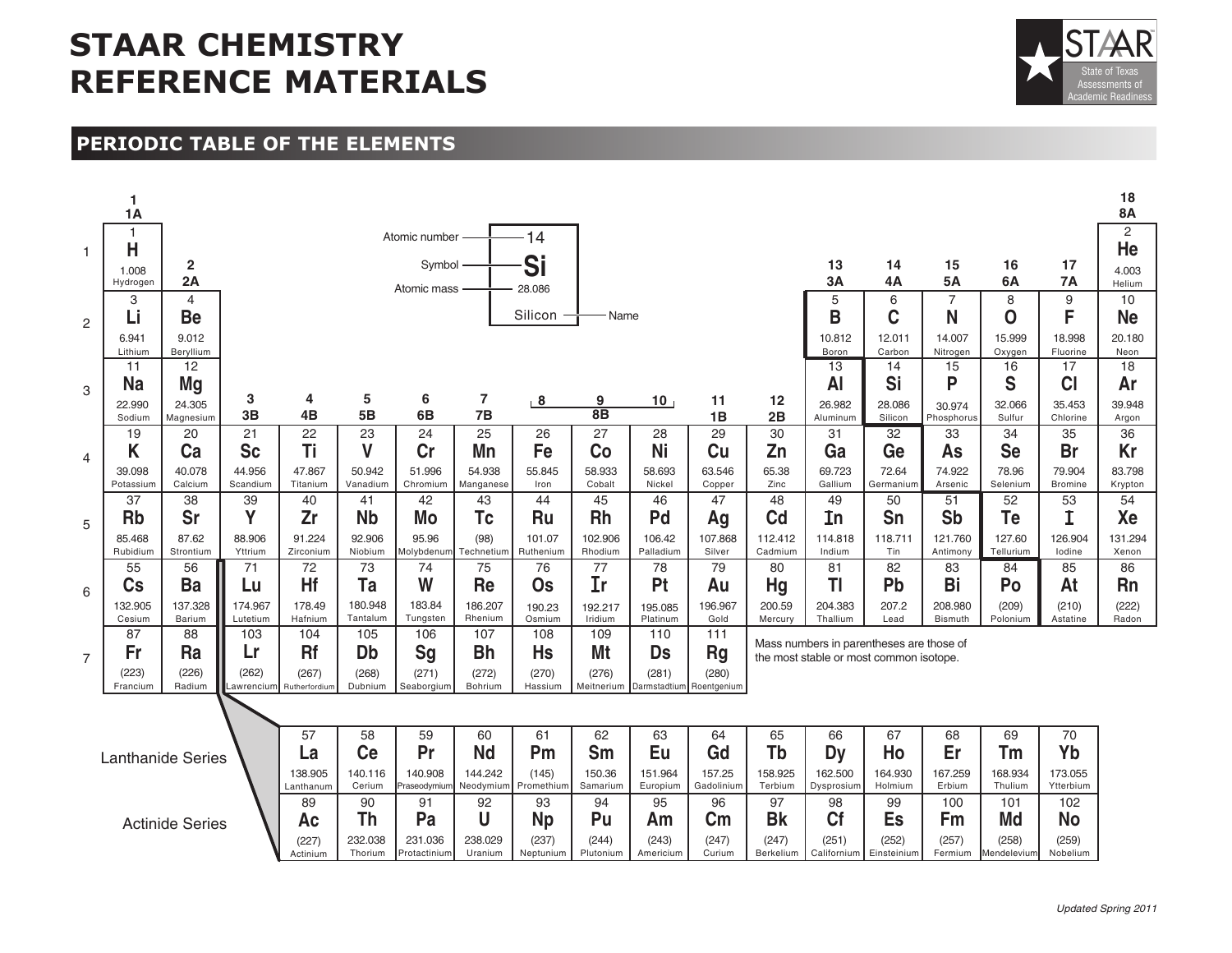# STAAR CHEMISTRY REFERENCE MATERIALS

STAAR State of Texas Assessments of Academic Readiness

## PERIODIC TABLE OF THE ELEMENTS

Key: Atomic number — 14; Symbol — Si; Atomic mass — 28.086; Name — Silicon

| Period | 1 1A | 2 2A | 3 3B | 4 4B | 5 5B | 6 6B | 7 7B | 8 8B | 9 8B | 10 8B | 11 1B | 12 2B | 13 3A | 14 4A | 15 5A | 16 6A | 17 7A | 18 8A |
|---|---|---|---|---|---|---|---|---|---|---|---|---|---|---|---|---|---|---|
| 1 | 1 H 1.008 Hydrogen | | | | | | | | | | | | | | | | | 2 He 4.003 Helium |
| 2 | 3 Li 6.941 Lithium | 4 Be 9.012 Beryllium | | | | | | | | | | | 5 B 10.812 Boron | 6 C 12.011 Carbon | 7 N 14.007 Nitrogen | 8 O 15.999 Oxygen | 9 F 18.998 Fluorine | 10 Ne 20.180 Neon |
| 3 | 11 Na 22.990 Sodium | 12 Mg 24.305 Magnesium | | | | | | | | | | | 13 Al 26.982 Aluminum | 14 Si 28.086 Silicon | 15 P 30.974 Phosphorus | 16 S 32.066 Sulfur | 17 Cl 35.453 Chlorine | 18 Ar 39.948 Argon |
| 4 | 19 K 39.098 Potassium | 20 Ca 40.078 Calcium | 21 Sc 44.956 Scandium | 22 Ti 47.867 Titanium | 23 V 50.942 Vanadium | 24 Cr 51.996 Chromium | 25 Mn 54.938 Manganese | 26 Fe 55.845 Iron | 27 Co 58.933 Cobalt | 28 Ni 58.693 Nickel | 29 Cu 63.546 Copper | 30 Zn 65.38 Zinc | 31 Ga 69.723 Gallium | 32 Ge 72.64 Germanium | 33 As 74.922 Arsenic | 34 Se 78.96 Selenium | 35 Br 79.904 Bromine | 36 Kr 83.798 Krypton |
| 5 | 37 Rb 85.468 Rubidium | 38 Sr 87.62 Strontium | 39 Y 88.906 Yttrium | 40 Zr 91.224 Zirconium | 41 Nb 92.906 Niobium | 42 Mo 95.96 Molybdenum | 43 Tc (98) Technetium | 44 Ru 101.07 Ruthenium | 45 Rh 102.906 Rhodium | 46 Pd 106.42 Palladium | 47 Ag 107.868 Silver | 48 Cd 112.412 Cadmium | 49 In 114.818 Indium | 50 Sn 118.711 Tin | 51 Sb 121.760 Antimony | 52 Te 127.60 Tellurium | 53 I 126.904 Iodine | 54 Xe 131.294 Xenon |
| 6 | 55 Cs 132.905 Cesium | 56 Ba 137.328 Barium | 71 Lu 174.967 Lutetium | 72 Hf 178.49 Hafnium | 73 Ta 180.948 Tantalum | 74 W 183.84 Tungsten | 75 Re 186.207 Rhenium | 76 Os 190.23 Osmium | 77 Ir 192.217 Iridium | 78 Pt 195.085 Platinum | 79 Au 196.967 Gold | 80 Hg 200.59 Mercury | 81 Tl 204.383 Thallium | 82 Pb 207.2 Lead | 83 Bi 208.980 Bismuth | 84 Po (209) Polonium | 85 At (210) Astatine | 86 Rn (222) Radon |
| 7 | 87 Fr (223) Francium | 88 Ra (226) Radium | 103 Lr (262) Lawrencium | 104 Rf (267) Rutherfordium | 105 Db (268) Dubnium | 106 Sg (271) Seaborgium | 107 Bh (272) Bohrium | 108 Hs (270) Hassium | 109 Mt (276) Meitnerium | 110 Ds (281) Darmstadtium | 111 Rg (280) Roentgenium | | | | | | | |

Mass numbers in parentheses are those of the most stable or most common isotope.

| Series | | | | | | | | | | | | | | |
|---|---|---|---|---|---|---|---|---|---|---|---|---|---|---|
| Lanthanide Series | 57 La 138.905 Lanthanum | 58 Ce 140.116 Cerium | 59 Pr 140.908 Praseodymium | 60 Nd 144.242 Neodymium | 61 Pm (145) Promethium | 62 Sm 150.36 Samarium | 63 Eu 151.964 Europium | 64 Gd 157.25 Gadolinium | 65 Tb 158.925 Terbium | 66 Dy 162.500 Dysprosium | 67 Ho 164.930 Holmium | 68 Er 167.259 Erbium | 69 Tm 168.934 Thulium | 70 Yb 173.055 Ytterbium |
| Actinide Series | 89 Ac (227) Actinium | 90 Th 232.038 Thorium | 91 Pa 231.036 Protactinium | 92 U 238.029 Uranium | 93 Np (237) Neptunium | 94 Pu (244) Plutonium | 95 Am (243) Americium | 96 Cm (247) Curium | 97 Bk (247) Berkelium | 98 Cf (251) Californium | 99 Es (252) Einsteinium | 100 Fm (257) Fermium | 101 Md (258) Mendelevium | 102 No (259) Nobelium |

*Updated Spring 2011*